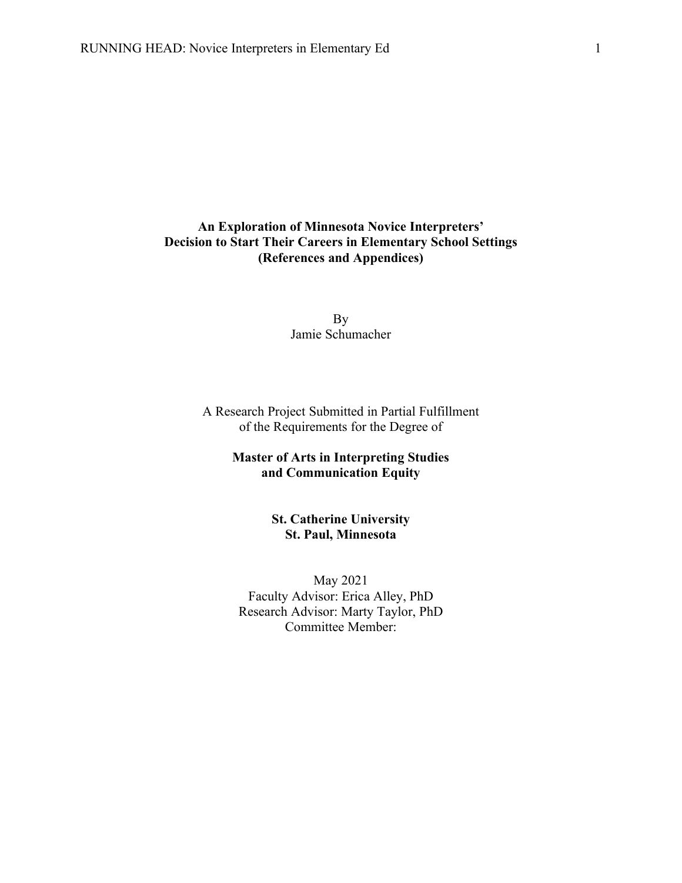# An Exploration of Minnesota Novice Interpreters' Decision to Start Their Careers in Elementary School Settings (References and Appendices)

By
Jamie Schumacher

A Research Project Submitted in Partial Fulfillment
of the Requirements for the Degree of

**Master of Arts in Interpreting Studies and Communication Equity**

**St. Catherine University**
**St. Paul, Minnesota**

May 2021
Faculty Advisor: Erica Alley, PhD
Research Advisor: Marty Taylor, PhD
Committee Member: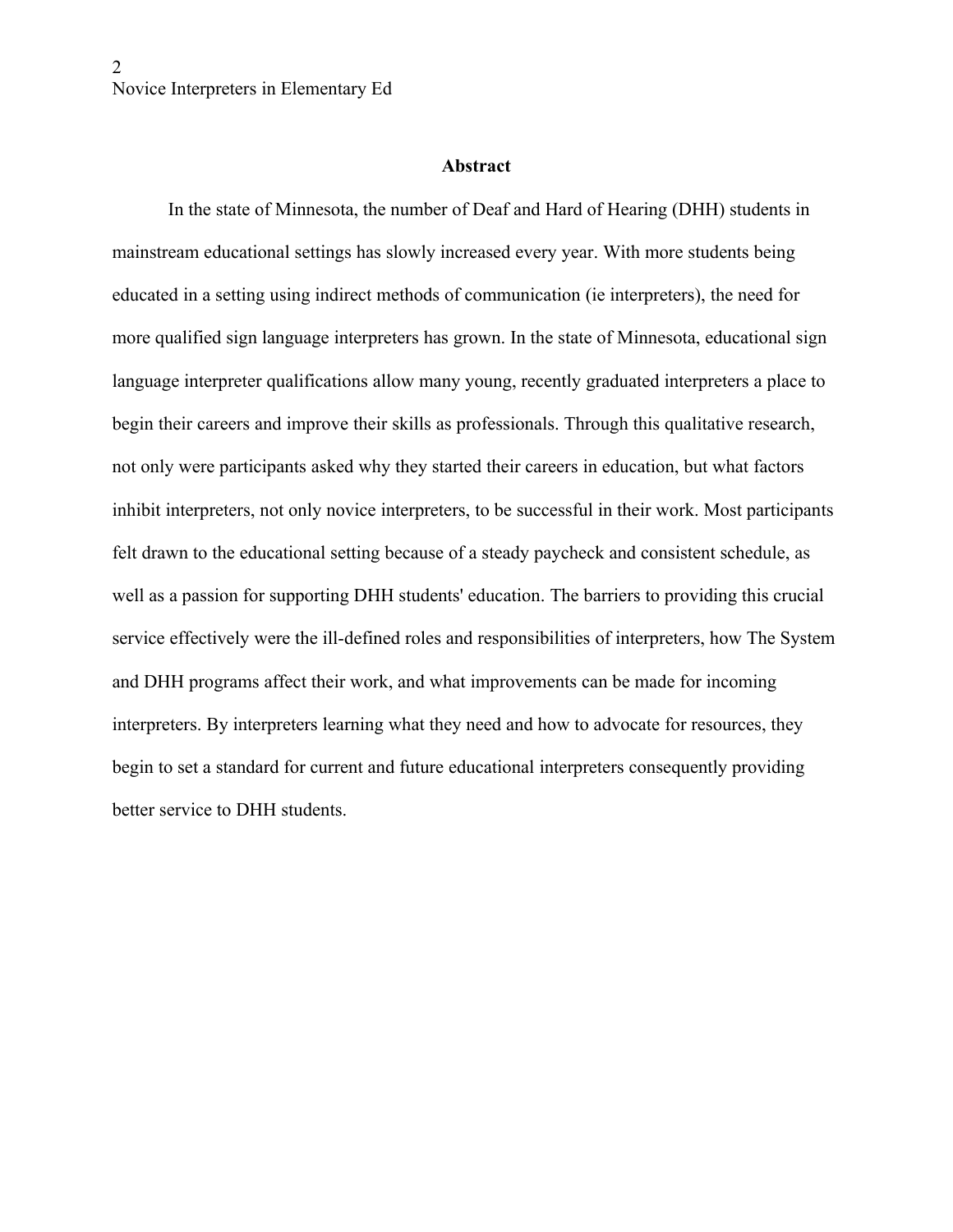**Abstract**

In the state of Minnesota, the number of Deaf and Hard of Hearing (DHH) students in mainstream educational settings has slowly increased every year. With more students being educated in a setting using indirect methods of communication (ie interpreters), the need for more qualified sign language interpreters has grown. In the state of Minnesota, educational sign language interpreter qualifications allow many young, recently graduated interpreters a place to begin their careers and improve their skills as professionals. Through this qualitative research, not only were participants asked why they started their careers in education, but what factors inhibit interpreters, not only novice interpreters, to be successful in their work. Most participants felt drawn to the educational setting because of a steady paycheck and consistent schedule, as well as a passion for supporting DHH students' education. The barriers to providing this crucial service effectively were the ill-defined roles and responsibilities of interpreters, how The System and DHH programs affect their work, and what improvements can be made for incoming interpreters. By interpreters learning what they need and how to advocate for resources, they begin to set a standard for current and future educational interpreters consequently providing better service to DHH students.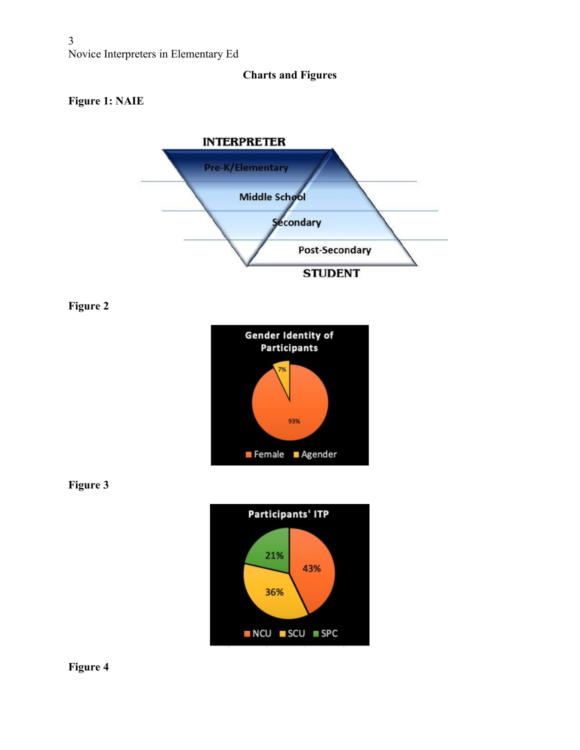**Charts and Figures**

**Figure 1: NAIE**

INTERPRETER

Pre-K/Elementary

Middle School

Secondary

Post-Secondary

STUDENT

**Figure 2**

Gender Identity of Participants

7%

93%

Female Agender

**Figure 3**

Participants' ITP

21%

43%

36%

NCU SCU SPC

**Figure 4**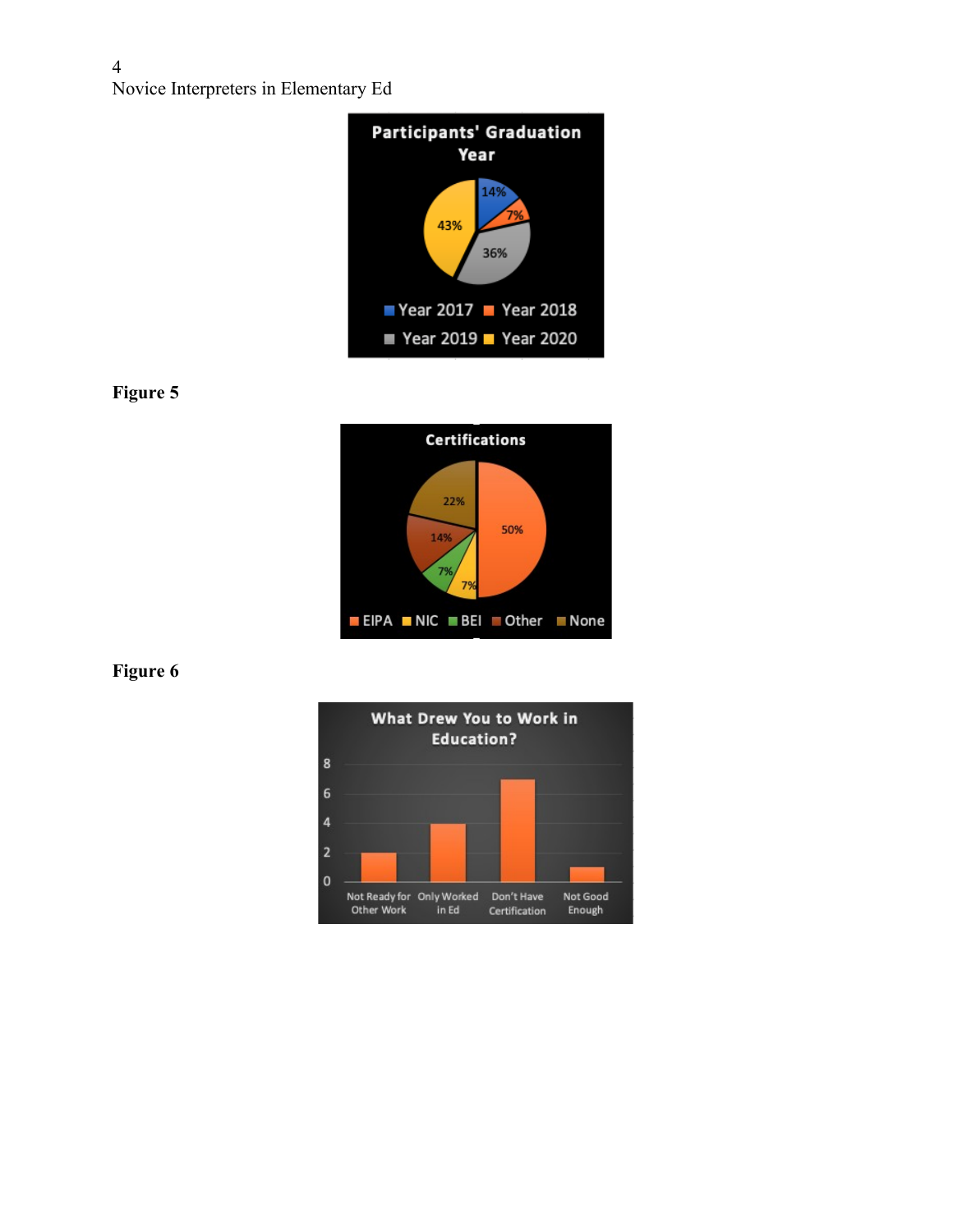Participants' Graduation Year

Year 2017: 14%; Year 2018: 7%; Year 2019: 36%; Year 2020: 43%

**Figure 5**

Certifications

EIPA: 50%; NIC: 7%; BEI: 7%; Other: 14%; None: 22%

**Figure 6**

What Drew You to Work in Education?

| Response | Count |
|---|---|
| Not Ready for Other Work | 2 |
| Only Worked in Ed | 4 |
| Don't Have Certification | 7 |
| Not Good Enough | 1 |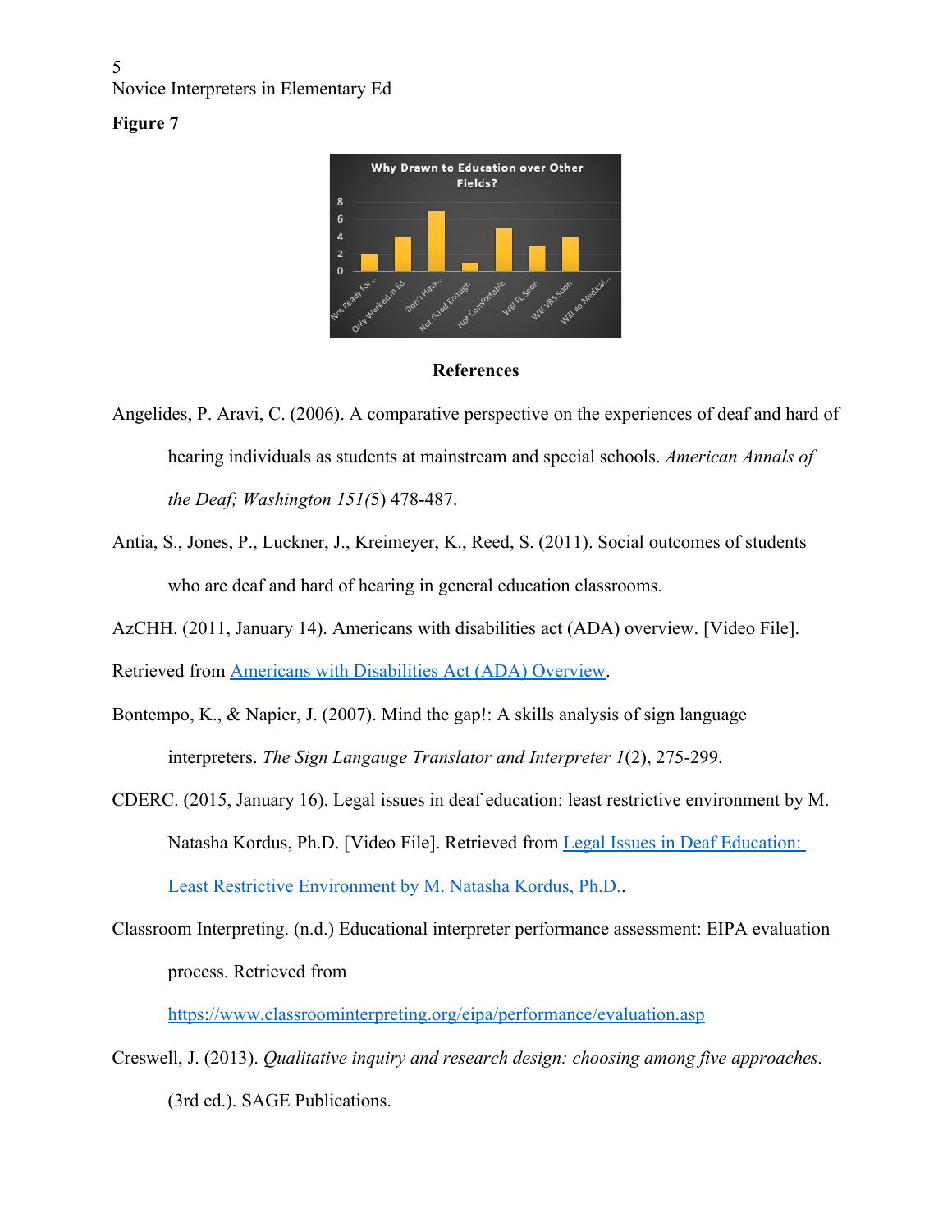**Figure 7**

## References

Angelides, P. Aravi, C. (2006). A comparative perspective on the experiences of deaf and hard of hearing individuals as students at mainstream and special schools. *American Annals of the Deaf; Washington 151(*5) 478-487.

Antia, S., Jones, P., Luckner, J., Kreimeyer, K., Reed, S. (2011). Social outcomes of students who are deaf and hard of hearing in general education classrooms.

AzCHH. (2011, January 14). Americans with disabilities act (ADA) overview. [Video File]. Retrieved from Americans with Disabilities Act (ADA) Overview.

Bontempo, K., & Napier, J. (2007). Mind the gap!: A skills analysis of sign language interpreters. *The Sign Langauge Translator and Interpreter 1*(2), 275-299.

CDERC. (2015, January 16). Legal issues in deaf education: least restrictive environment by M. Natasha Kordus, Ph.D. [Video File]. Retrieved from Legal Issues in Deaf Education: Least Restrictive Environment by M. Natasha Kordus, Ph.D..

Classroom Interpreting. (n.d.) Educational interpreter performance assessment: EIPA evaluation process. Retrieved from https://www.classroominterpreting.org/eipa/performance/evaluation.asp

Creswell, J. (2013). *Qualitative inquiry and research design: choosing among five approaches.* (3rd ed.). SAGE Publications.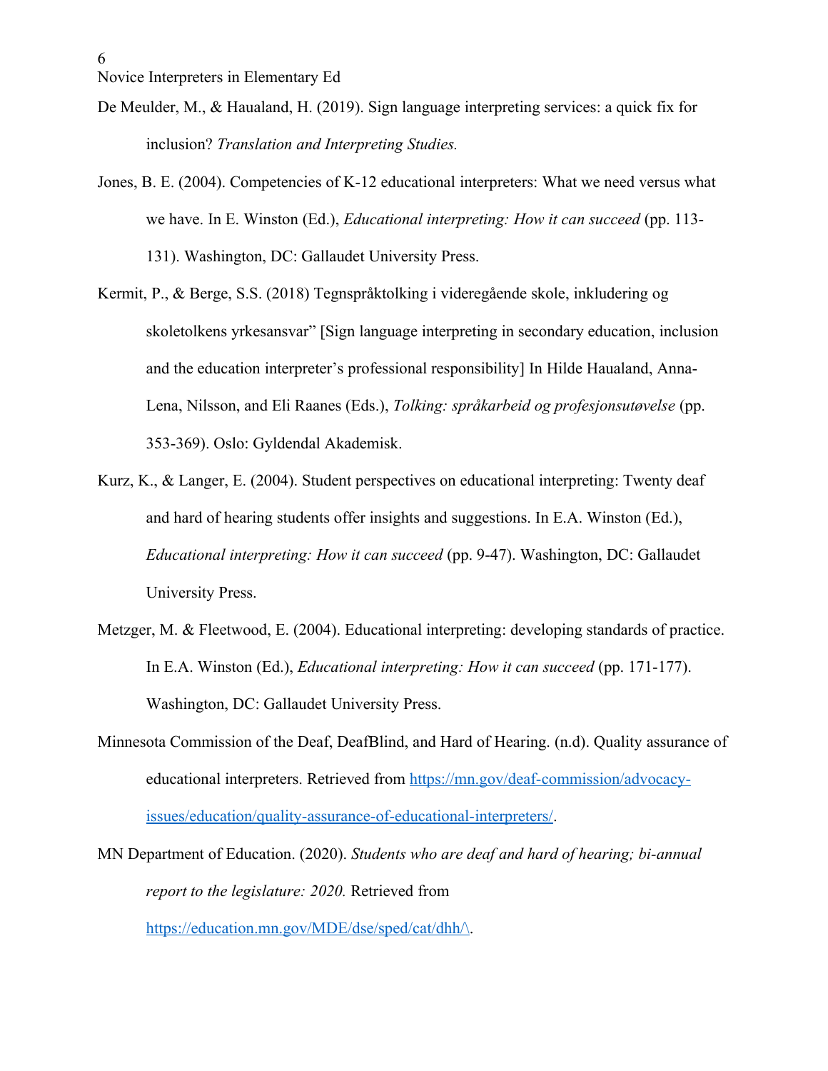De Meulder, M., & Haualand, H. (2019). Sign language interpreting services: a quick fix for inclusion? *Translation and Interpreting Studies.*

Jones, B. E. (2004). Competencies of K-12 educational interpreters: What we need versus what we have. In E. Winston (Ed.), *Educational interpreting: How it can succeed* (pp. 113-131). Washington, DC: Gallaudet University Press.

Kermit, P., & Berge, S.S. (2018) Tegnspråktolking i videregående skole, inkludering og skoletolkens yrkesansvar" [Sign language interpreting in secondary education, inclusion and the education interpreter's professional responsibility] In Hilde Haualand, Anna-Lena, Nilsson, and Eli Raanes (Eds.), *Tolking: språkarbeid og profesjonsutøvelse* (pp. 353-369). Oslo: Gyldendal Akademisk.

Kurz, K., & Langer, E. (2004). Student perspectives on educational interpreting: Twenty deaf and hard of hearing students offer insights and suggestions. In E.A. Winston (Ed.), *Educational interpreting: How it can succeed* (pp. 9-47). Washington, DC: Gallaudet University Press.

Metzger, M. & Fleetwood, E. (2004). Educational interpreting: developing standards of practice. In E.A. Winston (Ed.), *Educational interpreting: How it can succeed* (pp. 171-177). Washington, DC: Gallaudet University Press.

Minnesota Commission of the Deaf, DeafBlind, and Hard of Hearing. (n.d). Quality assurance of educational interpreters. Retrieved from [https://mn.gov/deaf-commission/advocacy-issues/education/quality-assurance-of-educational-interpreters/](https://mn.gov/deaf-commission/advocacy-issues/education/quality-assurance-of-educational-interpreters/).

MN Department of Education. (2020). *Students who are deaf and hard of hearing; bi-annual report to the legislature: 2020.* Retrieved from [https://education.mn.gov/MDE/dse/sped/cat/dhh/\](https://education.mn.gov/MDE/dse/sped/cat/dhh/\).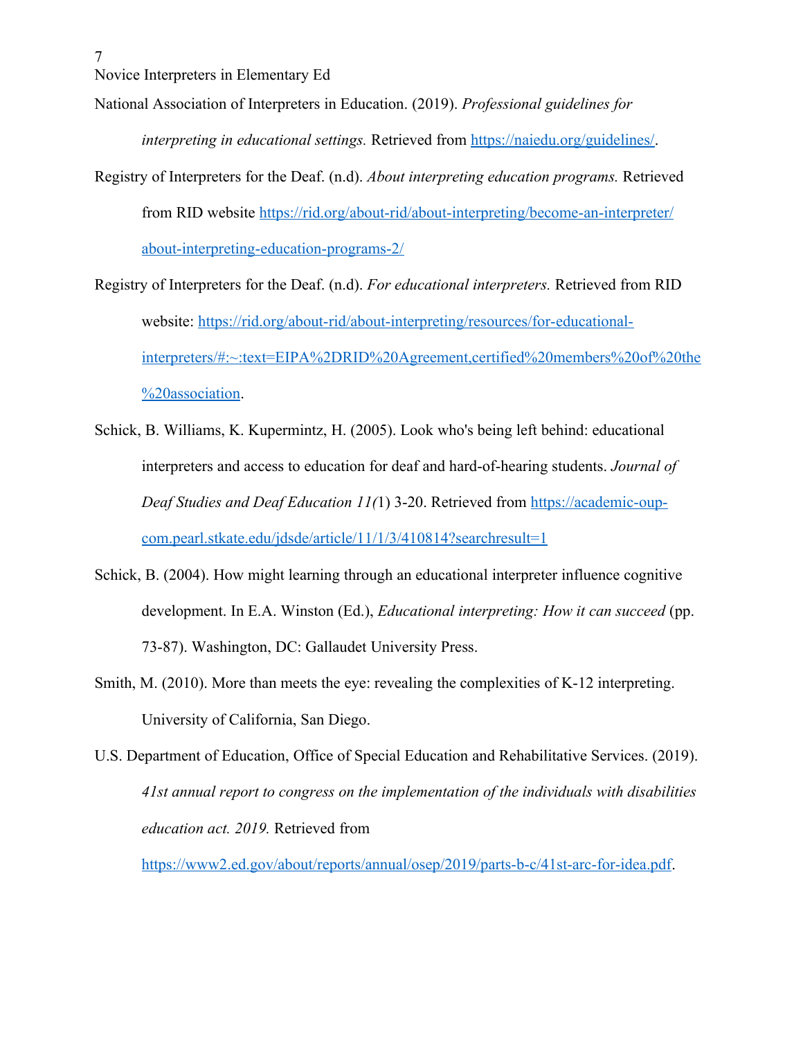National Association of Interpreters in Education. (2019). *Professional guidelines for interpreting in educational settings.* Retrieved from [https://naiedu.org/guidelines/](https://naiedu.org/guidelines/).

Registry of Interpreters for the Deaf. (n.d). *About interpreting education programs.* Retrieved from RID website [https://rid.org/about-rid/about-interpreting/become-an-interpreter/about-interpreting-education-programs-2/](https://rid.org/about-rid/about-interpreting/become-an-interpreter/about-interpreting-education-programs-2/)

Registry of Interpreters for the Deaf. (n.d). *For educational interpreters.* Retrieved from RID website: [https://rid.org/about-rid/about-interpreting/resources/for-educational-interpreters/#:~:text=EIPA%2DRID%20Agreement,certified%20members%20of%20the%20association](https://rid.org/about-rid/about-interpreting/resources/for-educational-interpreters/#:~:text=EIPA%2DRID%20Agreement,certified%20members%20of%20the%20association).

Schick, B. Williams, K. Kupermintz, H. (2005). Look who's being left behind: educational interpreters and access to education for deaf and hard-of-hearing students. *Journal of Deaf Studies and Deaf Education 11(*1) 3-20. Retrieved from [https://academic-oup-com.pearl.stkate.edu/jdsde/article/11/1/3/410814?searchresult=1](https://academic-oup-com.pearl.stkate.edu/jdsde/article/11/1/3/410814?searchresult=1)

Schick, B. (2004). How might learning through an educational interpreter influence cognitive development. In E.A. Winston (Ed.), *Educational interpreting: How it can succeed* (pp. 73-87). Washington, DC: Gallaudet University Press.

Smith, M. (2010). More than meets the eye: revealing the complexities of K-12 interpreting. University of California, San Diego.

U.S. Department of Education, Office of Special Education and Rehabilitative Services. (2019). *41st annual report to congress on the implementation of the individuals with disabilities education act. 2019.* Retrieved from [https://www2.ed.gov/about/reports/annual/osep/2019/parts-b-c/41st-arc-for-idea.pdf](https://www2.ed.gov/about/reports/annual/osep/2019/parts-b-c/41st-arc-for-idea.pdf).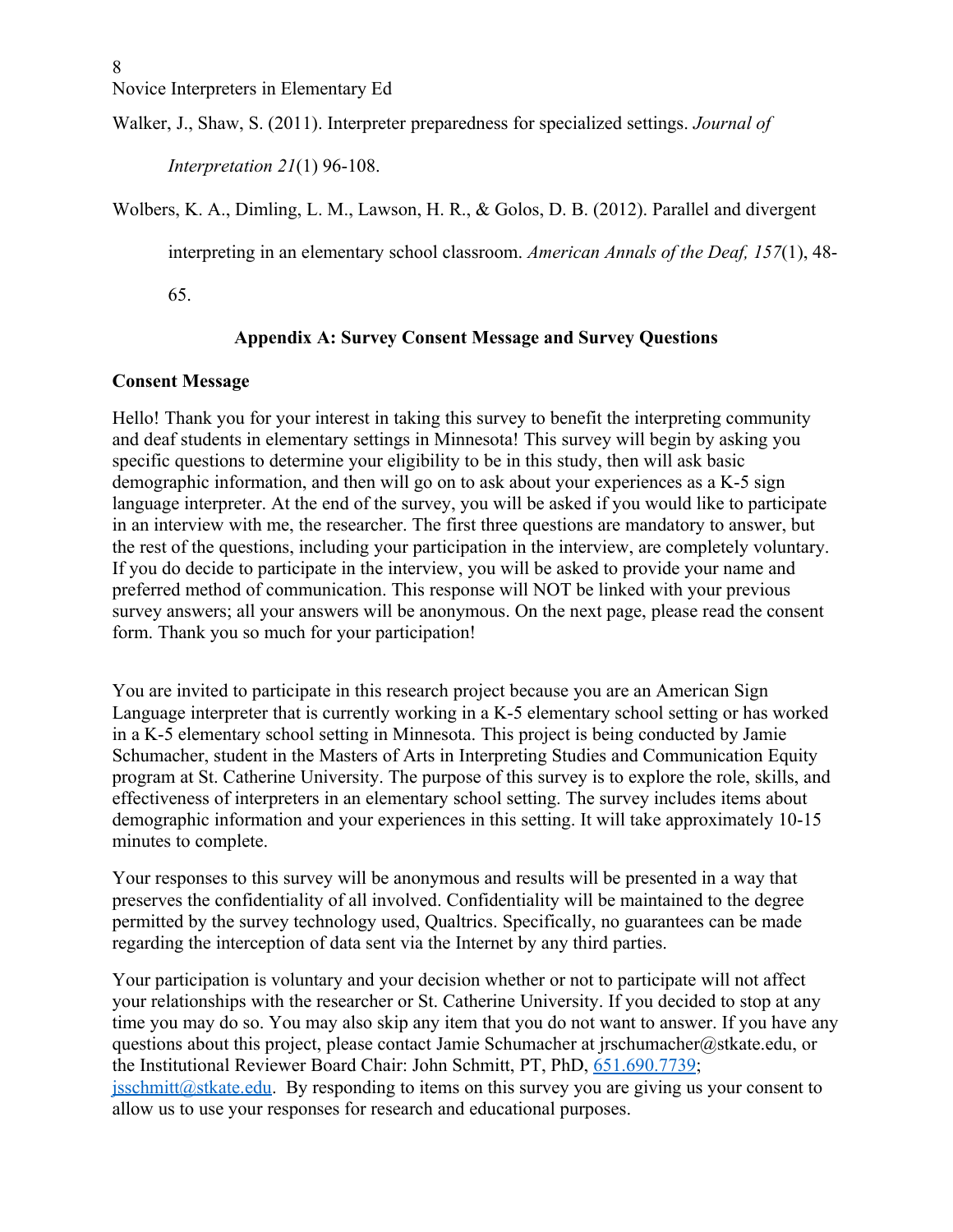Walker, J., Shaw, S. (2011). Interpreter preparedness for specialized settings. *Journal of Interpretation 21*(1) 96-108.

Wolbers, K. A., Dimling, L. M., Lawson, H. R., & Golos, D. B. (2012). Parallel and divergent interpreting in an elementary school classroom. *American Annals of the Deaf, 157*(1), 48-65.

## Appendix A: Survey Consent Message and Survey Questions

**Consent Message**

Hello! Thank you for your interest in taking this survey to benefit the interpreting community and deaf students in elementary settings in Minnesota! This survey will begin by asking you specific questions to determine your eligibility to be in this study, then will ask basic demographic information, and then will go on to ask about your experiences as a K-5 sign language interpreter. At the end of the survey, you will be asked if you would like to participate in an interview with me, the researcher. The first three questions are mandatory to answer, but the rest of the questions, including your participation in the interview, are completely voluntary. If you do decide to participate in the interview, you will be asked to provide your name and preferred method of communication. This response will NOT be linked with your previous survey answers; all your answers will be anonymous. On the next page, please read the consent form. Thank you so much for your participation!

You are invited to participate in this research project because you are an American Sign Language interpreter that is currently working in a K-5 elementary school setting or has worked in a K-5 elementary school setting in Minnesota. This project is being conducted by Jamie Schumacher, student in the Masters of Arts in Interpreting Studies and Communication Equity program at St. Catherine University. The purpose of this survey is to explore the role, skills, and effectiveness of interpreters in an elementary school setting. The survey includes items about demographic information and your experiences in this setting. It will take approximately 10-15 minutes to complete.

Your responses to this survey will be anonymous and results will be presented in a way that preserves the confidentiality of all involved. Confidentiality will be maintained to the degree permitted by the survey technology used, Qualtrics. Specifically, no guarantees can be made regarding the interception of data sent via the Internet by any third parties.

Your participation is voluntary and your decision whether or not to participate will not affect your relationships with the researcher or St. Catherine University. If you decided to stop at any time you may do so. You may also skip any item that you do not want to answer. If you have any questions about this project, please contact Jamie Schumacher at jrschumacher@stkate.edu, or the Institutional Reviewer Board Chair: John Schmitt, PT, PhD, 651.690.7739; jsschmitt@stkate.edu. By responding to items on this survey you are giving us your consent to allow us to use your responses for research and educational purposes.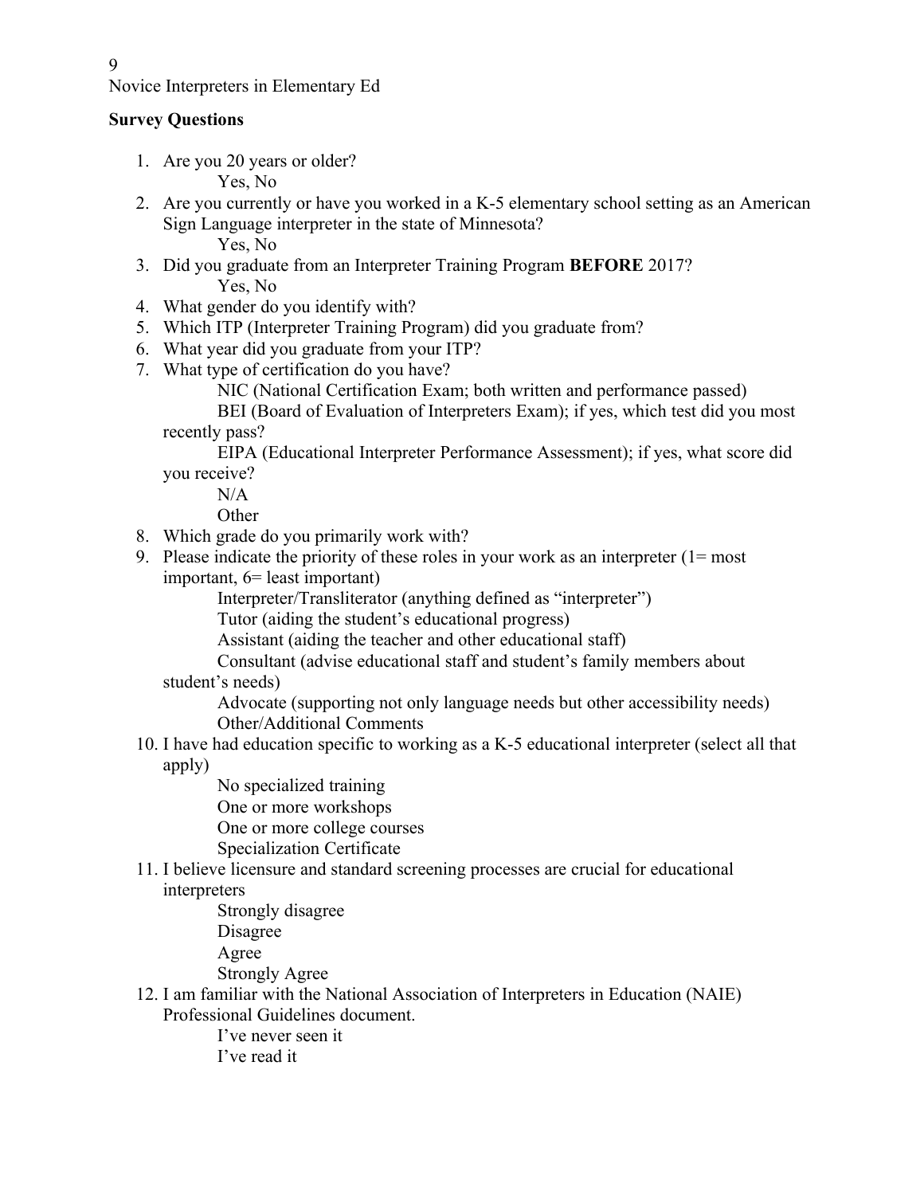**Survey Questions**

1. Are you 20 years or older?
    - Yes, No
2. Are you currently or have you worked in a K-5 elementary school setting as an American Sign Language interpreter in the state of Minnesota?
    - Yes, No
3. Did you graduate from an Interpreter Training Program **BEFORE** 2017?
    - Yes, No
4. What gender do you identify with?
5. Which ITP (Interpreter Training Program) did you graduate from?
6. What year did you graduate from your ITP?
7. What type of certification do you have?
    - NIC (National Certification Exam; both written and performance passed)
    - BEI (Board of Evaluation of Interpreters Exam); if yes, which test did you most recently pass?
    - EIPA (Educational Interpreter Performance Assessment); if yes, what score did you receive?
    - N/A
    - Other
8. Which grade do you primarily work with?
9. Please indicate the priority of these roles in your work as an interpreter (1= most important, 6= least important)
    - Interpreter/Transliterator (anything defined as "interpreter")
    - Tutor (aiding the student's educational progress)
    - Assistant (aiding the teacher and other educational staff)
    - Consultant (advise educational staff and student's family members about student's needs)
    - Advocate (supporting not only language needs but other accessibility needs)
    - Other/Additional Comments
10. I have had education specific to working as a K-5 educational interpreter (select all that apply)
    - No specialized training
    - One or more workshops
    - One or more college courses
    - Specialization Certificate
11. I believe licensure and standard screening processes are crucial for educational interpreters
    - Strongly disagree
    - Disagree
    - Agree
    - Strongly Agree
12. I am familiar with the National Association of Interpreters in Education (NAIE) Professional Guidelines document.
    - I've never seen it
    - I've read it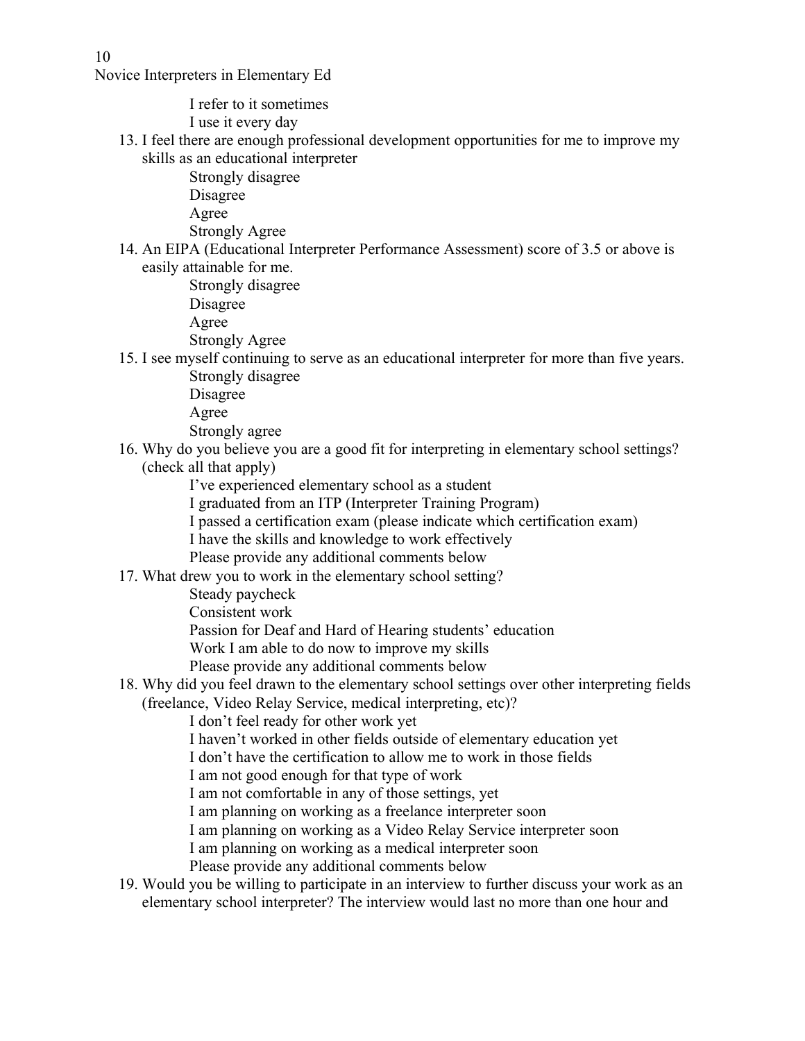I refer to it sometimes
I use it every day

13. I feel there are enough professional development opportunities for me to improve my skills as an educational interpreter
    - Strongly disagree
    - Disagree
    - Agree
    - Strongly Agree
14. An EIPA (Educational Interpreter Performance Assessment) score of 3.5 or above is easily attainable for me.
    - Strongly disagree
    - Disagree
    - Agree
    - Strongly Agree
15. I see myself continuing to serve as an educational interpreter for more than five years.
    - Strongly disagree
    - Disagree
    - Agree
    - Strongly agree
16. Why do you believe you are a good fit for interpreting in elementary school settings? (check all that apply)
    - I've experienced elementary school as a student
    - I graduated from an ITP (Interpreter Training Program)
    - I passed a certification exam (please indicate which certification exam)
    - I have the skills and knowledge to work effectively
    - Please provide any additional comments below
17. What drew you to work in the elementary school setting?
    - Steady paycheck
    - Consistent work
    - Passion for Deaf and Hard of Hearing students' education
    - Work I am able to do now to improve my skills
    - Please provide any additional comments below
18. Why did you feel drawn to the elementary school settings over other interpreting fields (freelance, Video Relay Service, medical interpreting, etc)?
    - I don't feel ready for other work yet
    - I haven't worked in other fields outside of elementary education yet
    - I don't have the certification to allow me to work in those fields
    - I am not good enough for that type of work
    - I am not comfortable in any of those settings, yet
    - I am planning on working as a freelance interpreter soon
    - I am planning on working as a Video Relay Service interpreter soon
    - I am planning on working as a medical interpreter soon
    - Please provide any additional comments below
19. Would you be willing to participate in an interview to further discuss your work as an elementary school interpreter? The interview would last no more than one hour and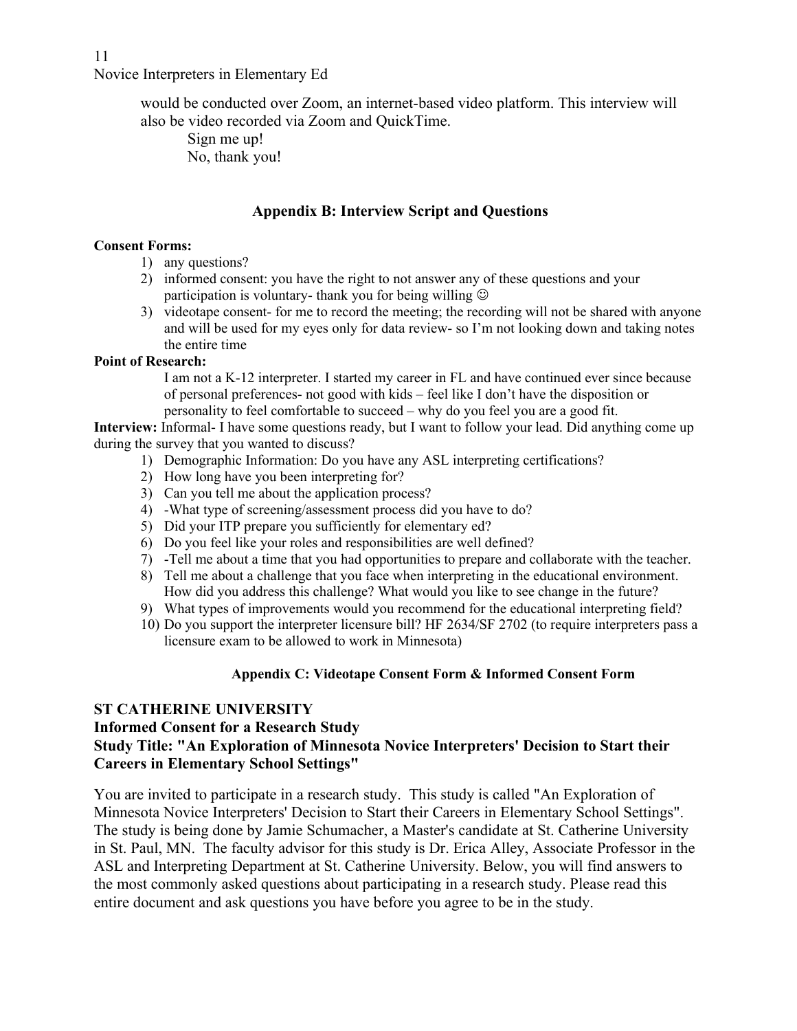would be conducted over Zoom, an internet-based video platform. This interview will also be video recorded via Zoom and QuickTime.

Sign me up!

No, thank you!

## Appendix B: Interview Script and Questions

**Consent Forms:**

1) any questions?
2) informed consent: you have the right to not answer any of these questions and your participation is voluntary- thank you for being willing ☺
3) videotape consent- for me to record the meeting; the recording will not be shared with anyone and will be used for my eyes only for data review- so I'm not looking down and taking notes the entire time

**Point of Research:**

I am not a K-12 interpreter. I started my career in FL and have continued ever since because of personal preferences- not good with kids – feel like I don't have the disposition or personality to feel comfortable to succeed – why do you feel you are a good fit.

**Interview:** Informal- I have some questions ready, but I want to follow your lead. Did anything come up during the survey that you wanted to discuss?

1) Demographic Information: Do you have any ASL interpreting certifications?
2) How long have you been interpreting for?
3) Can you tell me about the application process?
4) -What type of screening/assessment process did you have to do?
5) Did your ITP prepare you sufficiently for elementary ed?
6) Do you feel like your roles and responsibilities are well defined?
7) -Tell me about a time that you had opportunities to prepare and collaborate with the teacher.
8) Tell me about a challenge that you face when interpreting in the educational environment. How did you address this challenge? What would you like to see change in the future?
9) What types of improvements would you recommend for the educational interpreting field?
10) Do you support the interpreter licensure bill? HF 2634/SF 2702 (to require interpreters pass a licensure exam to be allowed to work in Minnesota)

### Appendix C: Videotape Consent Form & Informed Consent Form

**ST CATHERINE UNIVERSITY**
**Informed Consent for a Research Study**
**Study Title: "An Exploration of Minnesota Novice Interpreters' Decision to Start their Careers in Elementary School Settings"**

You are invited to participate in a research study. This study is called "An Exploration of Minnesota Novice Interpreters' Decision to Start their Careers in Elementary School Settings". The study is being done by Jamie Schumacher, a Master's candidate at St. Catherine University in St. Paul, MN. The faculty advisor for this study is Dr. Erica Alley, Associate Professor in the ASL and Interpreting Department at St. Catherine University. Below, you will find answers to the most commonly asked questions about participating in a research study. Please read this entire document and ask questions you have before you agree to be in the study.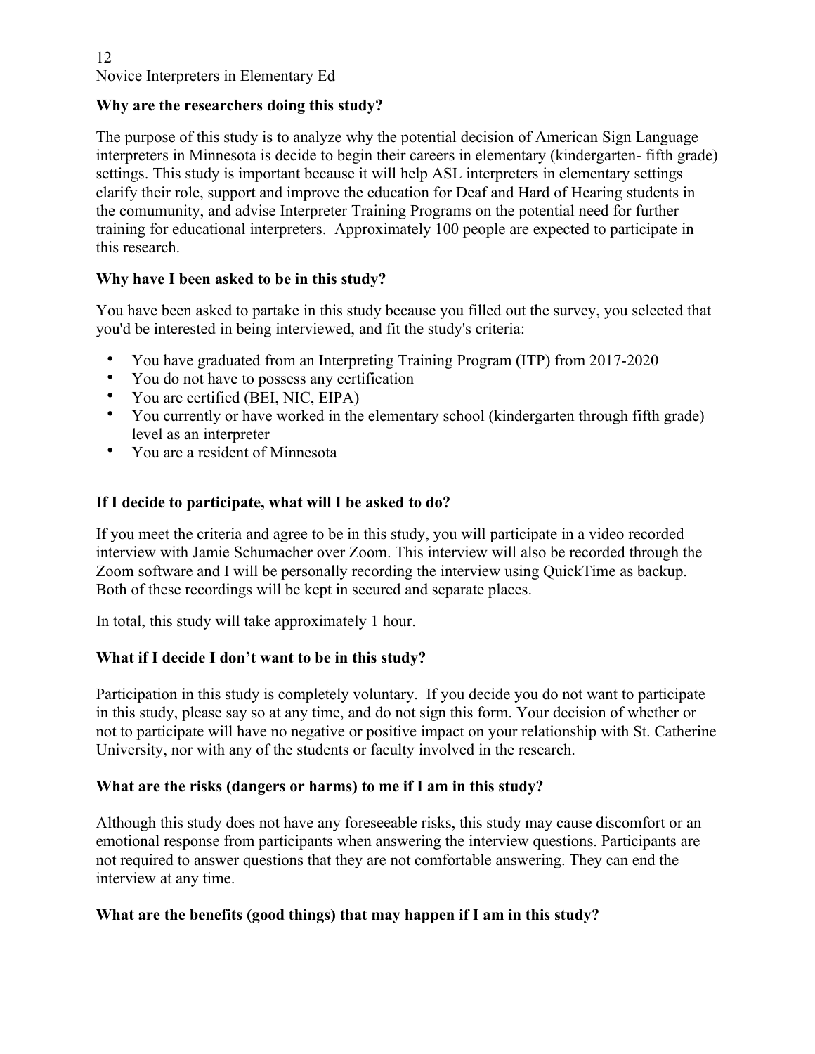**Why are the researchers doing this study?**

The purpose of this study is to analyze why the potential decision of American Sign Language interpreters in Minnesota is decide to begin their careers in elementary (kindergarten- fifth grade) settings. This study is important because it will help ASL interpreters in elementary settings clarify their role, support and improve the education for Deaf and Hard of Hearing students in the comumunity, and advise Interpreter Training Programs on the potential need for further training for educational interpreters. Approximately 100 people are expected to participate in this research.

**Why have I been asked to be in this study?**

You have been asked to partake in this study because you filled out the survey, you selected that you'd be interested in being interviewed, and fit the study's criteria:

- You have graduated from an Interpreting Training Program (ITP) from 2017-2020
- You do not have to possess any certification
- You are certified (BEI, NIC, EIPA)
- You currently or have worked in the elementary school (kindergarten through fifth grade) level as an interpreter
- You are a resident of Minnesota

**If I decide to participate, what will I be asked to do?**

If you meet the criteria and agree to be in this study, you will participate in a video recorded interview with Jamie Schumacher over Zoom. This interview will also be recorded through the Zoom software and I will be personally recording the interview using QuickTime as backup. Both of these recordings will be kept in secured and separate places.

In total, this study will take approximately 1 hour.

**What if I decide I don't want to be in this study?**

Participation in this study is completely voluntary. If you decide you do not want to participate in this study, please say so at any time, and do not sign this form. Your decision of whether or not to participate will have no negative or positive impact on your relationship with St. Catherine University, nor with any of the students or faculty involved in the research.

**What are the risks (dangers or harms) to me if I am in this study?**

Although this study does not have any foreseeable risks, this study may cause discomfort or an emotional response from participants when answering the interview questions. Participants are not required to answer questions that they are not comfortable answering. They can end the interview at any time.

**What are the benefits (good things) that may happen if I am in this study?**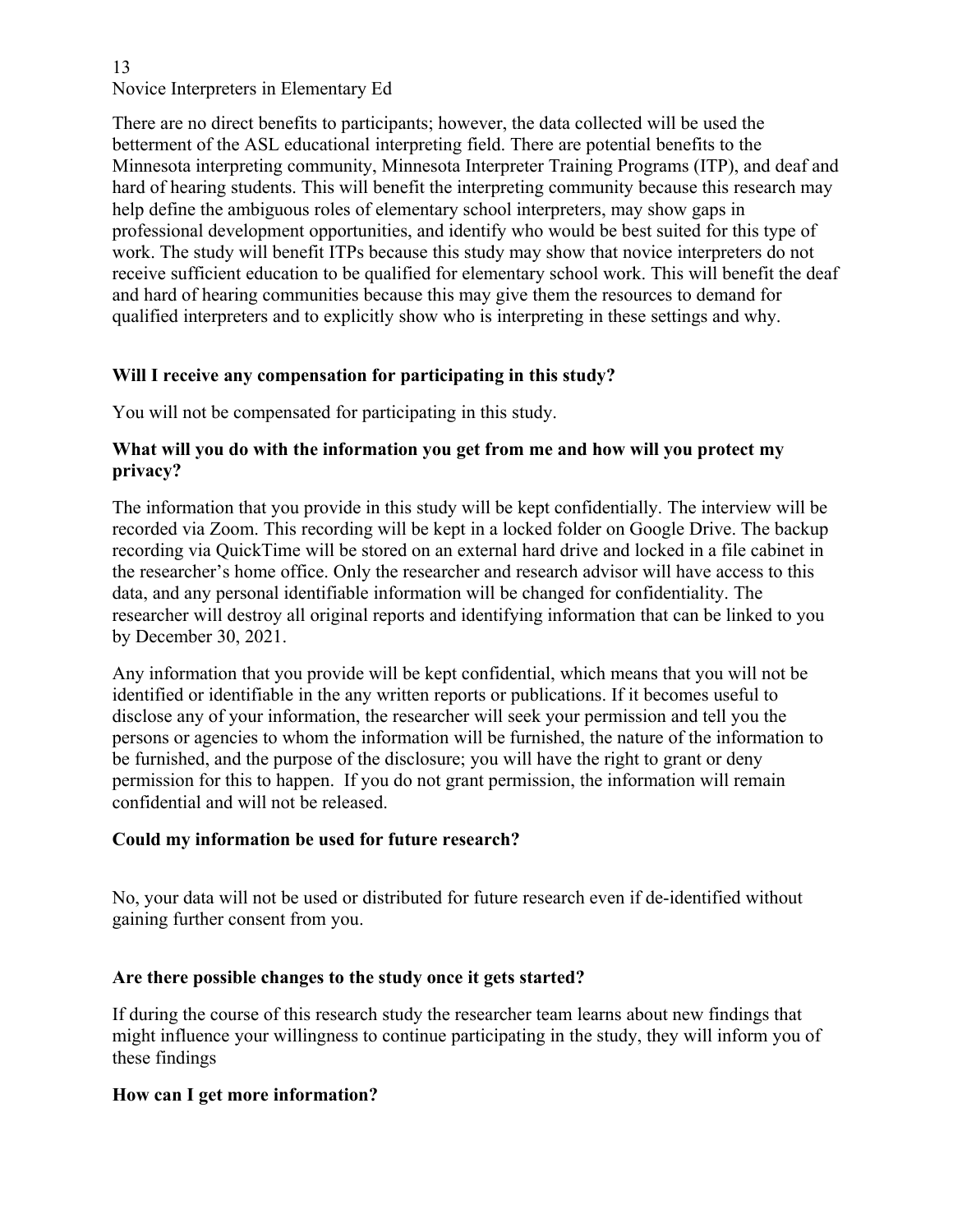There are no direct benefits to participants; however, the data collected will be used the betterment of the ASL educational interpreting field. There are potential benefits to the Minnesota interpreting community, Minnesota Interpreter Training Programs (ITP), and deaf and hard of hearing students. This will benefit the interpreting community because this research may help define the ambiguous roles of elementary school interpreters, may show gaps in professional development opportunities, and identify who would be best suited for this type of work. The study will benefit ITPs because this study may show that novice interpreters do not receive sufficient education to be qualified for elementary school work. This will benefit the deaf and hard of hearing communities because this may give them the resources to demand for qualified interpreters and to explicitly show who is interpreting in these settings and why.

**Will I receive any compensation for participating in this study?**

You will not be compensated for participating in this study.

**What will you do with the information you get from me and how will you protect my privacy?**

The information that you provide in this study will be kept confidentially. The interview will be recorded via Zoom. This recording will be kept in a locked folder on Google Drive. The backup recording via QuickTime will be stored on an external hard drive and locked in a file cabinet in the researcher's home office. Only the researcher and research advisor will have access to this data, and any personal identifiable information will be changed for confidentiality. The researcher will destroy all original reports and identifying information that can be linked to you by December 30, 2021.

Any information that you provide will be kept confidential, which means that you will not be identified or identifiable in the any written reports or publications. If it becomes useful to disclose any of your information, the researcher will seek your permission and tell you the persons or agencies to whom the information will be furnished, the nature of the information to be furnished, and the purpose of the disclosure; you will have the right to grant or deny permission for this to happen. If you do not grant permission, the information will remain confidential and will not be released.

**Could my information be used for future research?**

No, your data will not be used or distributed for future research even if de-identified without gaining further consent from you.

**Are there possible changes to the study once it gets started?**

If during the course of this research study the researcher team learns about new findings that might influence your willingness to continue participating in the study, they will inform you of these findings

**How can I get more information?**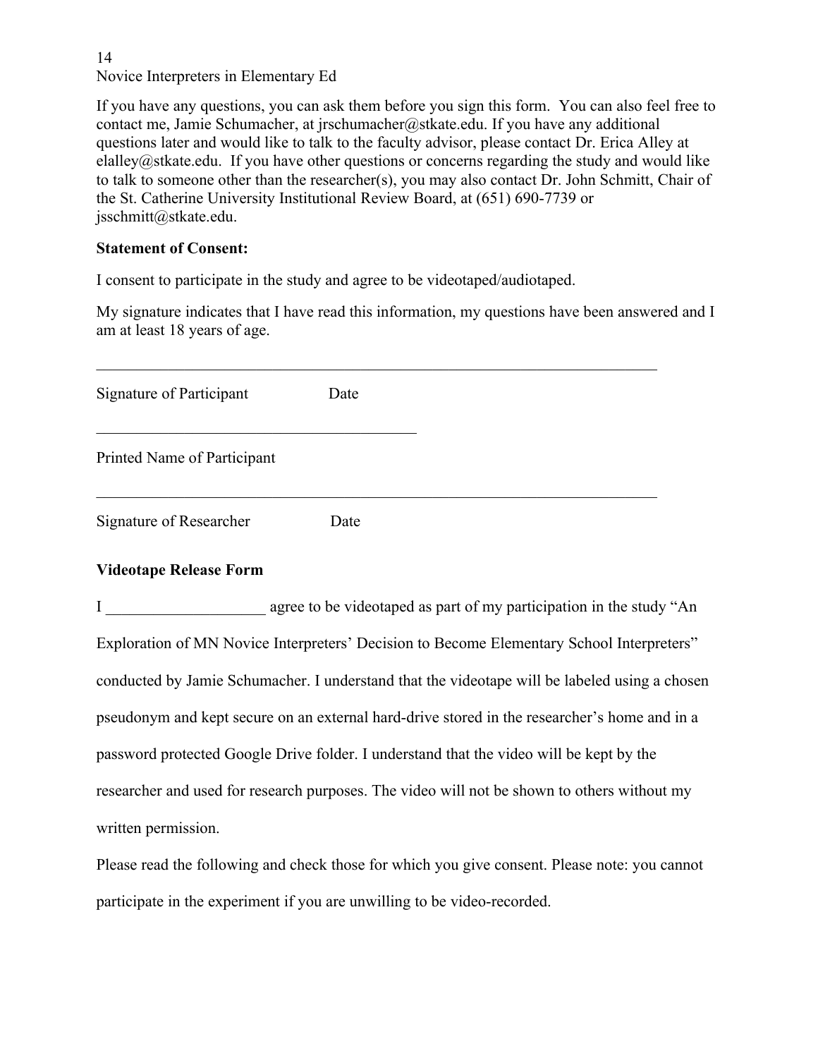If you have any questions, you can ask them before you sign this form. You can also feel free to contact me, Jamie Schumacher, at jrschumacher@stkate.edu. If you have any additional questions later and would like to talk to the faculty advisor, please contact Dr. Erica Alley at elalley@stkate.edu. If you have other questions or concerns regarding the study and would like to talk to someone other than the researcher(s), you may also contact Dr. John Schmitt, Chair of the St. Catherine University Institutional Review Board, at (651) 690-7739 or jsschmitt@stkate.edu.

**Statement of Consent:**

I consent to participate in the study and agree to be videotaped/audiotaped.

My signature indicates that I have read this information, my questions have been answered and I am at least 18 years of age.

_______________________________________________________________________________

Signature of Participant Date

_________________________________________

Printed Name of Participant

_______________________________________________________________________________

Signature of Researcher Date

**Videotape Release Form**

I ____________________ agree to be videotaped as part of my participation in the study "An Exploration of MN Novice Interpreters' Decision to Become Elementary School Interpreters" conducted by Jamie Schumacher. I understand that the videotape will be labeled using a chosen pseudonym and kept secure on an external hard-drive stored in the researcher's home and in a password protected Google Drive folder. I understand that the video will be kept by the researcher and used for research purposes. The video will not be shown to others without my written permission.

Please read the following and check those for which you give consent. Please note: you cannot participate in the experiment if you are unwilling to be video-recorded.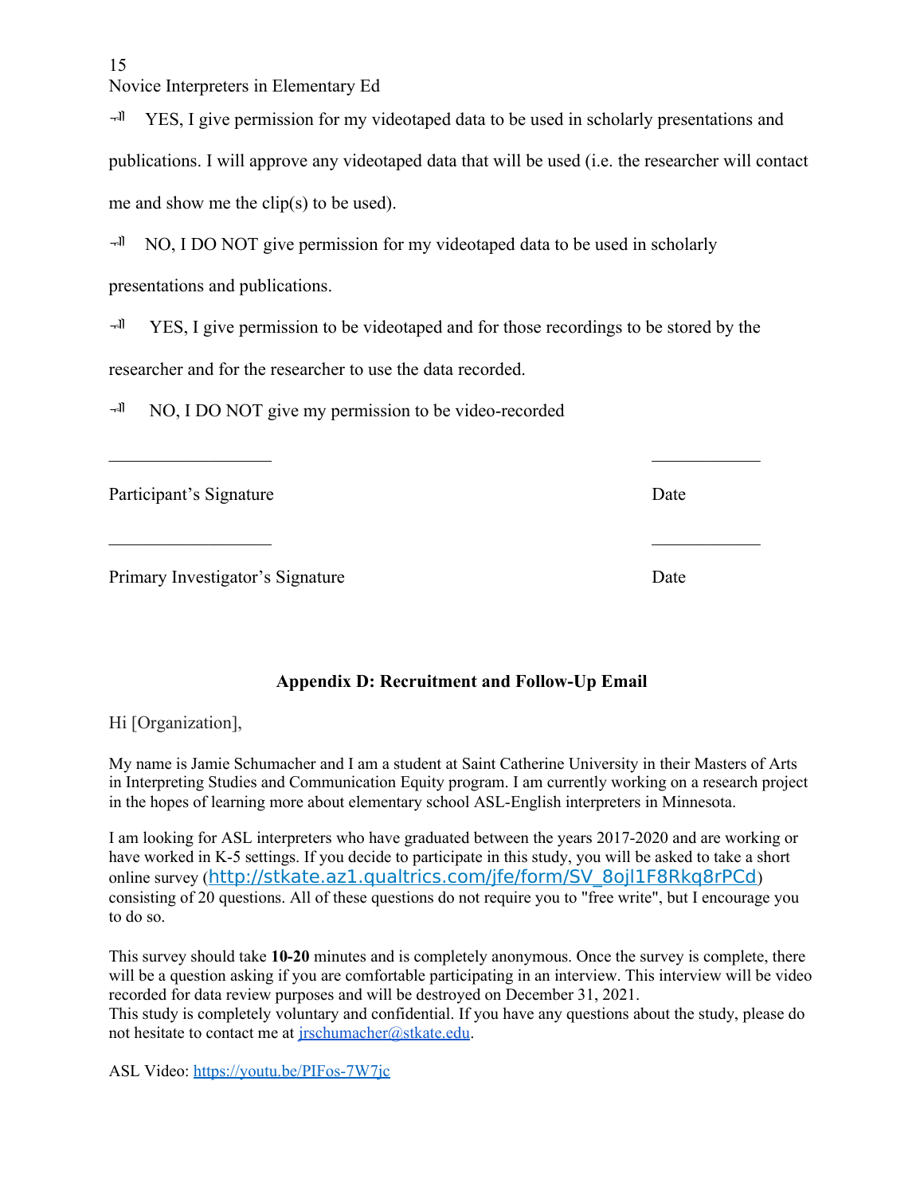- [ ] YES, I give permission for my videotaped data to be used in scholarly presentations and publications. I will approve any videotaped data that will be used (i.e. the researcher will contact me and show me the clip(s) to be used).

- [ ] NO, I DO NOT give permission for my videotaped data to be used in scholarly presentations and publications.

- [ ] YES, I give permission to be videotaped and for those recordings to be stored by the researcher and for the researcher to use the data recorded.

- [ ] NO, I DO NOT give my permission to be video-recorded

___________________ ____________

Participant's Signature Date

___________________ ____________

Primary Investigator's Signature Date

## Appendix D: Recruitment and Follow-Up Email

Hi [Organization],

My name is Jamie Schumacher and I am a student at Saint Catherine University in their Masters of Arts in Interpreting Studies and Communication Equity program. I am currently working on a research project in the hopes of learning more about elementary school ASL-English interpreters in Minnesota.

I am looking for ASL interpreters who have graduated between the years 2017-2020 and are working or have worked in K-5 settings. If you decide to participate in this study, you will be asked to take a short online survey (http://stkate.az1.qualtrics.com/jfe/form/SV_8ojl1F8Rkq8rPCd) consisting of 20 questions. All of these questions do not require you to "free write", but I encourage you to do so.

This survey should take **10-20** minutes and is completely anonymous. Once the survey is complete, there will be a question asking if you are comfortable participating in an interview. This interview will be video recorded for data review purposes and will be destroyed on December 31, 2021.
This study is completely voluntary and confidential. If you have any questions about the study, please do not hesitate to contact me at jrschumacher@stkate.edu.

ASL Video: https://youtu.be/PIFos-7W7jc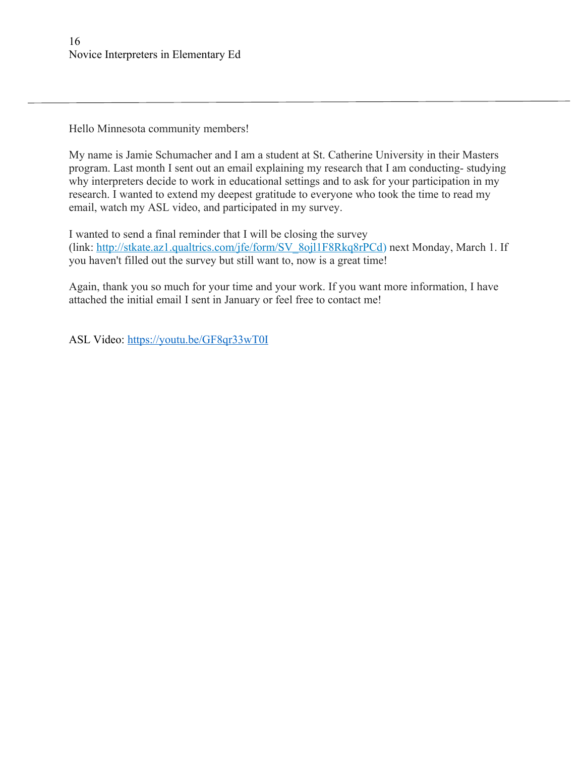Hello Minnesota community members!

My name is Jamie Schumacher and I am a student at St. Catherine University in their Masters program. Last month I sent out an email explaining my research that I am conducting- studying why interpreters decide to work in educational settings and to ask for your participation in my research. I wanted to extend my deepest gratitude to everyone who took the time to read my email, watch my ASL video, and participated in my survey.

I wanted to send a final reminder that I will be closing the survey (link: http://stkate.az1.qualtrics.com/jfe/form/SV_8ojl1F8Rkq8rPCd) next Monday, March 1. If you haven't filled out the survey but still want to, now is a great time!

Again, thank you so much for your time and your work. If you want more information, I have attached the initial email I sent in January or feel free to contact me!

ASL Video: https://youtu.be/GF8qr33wT0I